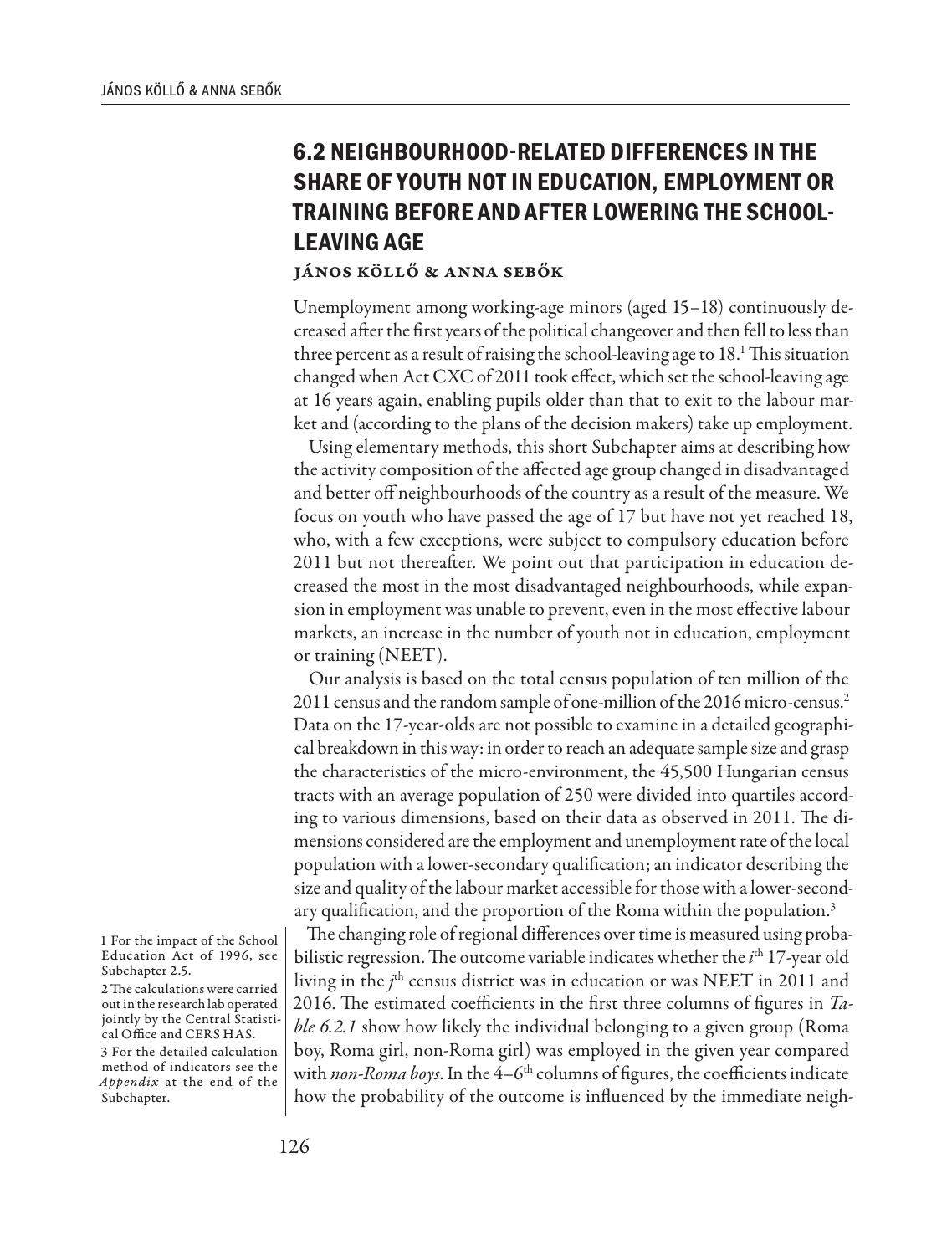## 6.2 NEIGHBOURHOOD-RELATED DIFFERENCES IN THE SHARE OF YOUTH NOT IN EDUCATION, EMPLOYMENT OR TRAINING BEFORE AND AFTER LOWERING THE SCHOOL-LEAVING AGE

JÁNOS KÖLLŐ & ANNA SEBŐK

Unemployment among working-age minors (aged 15–18) continuously decreased after the first years of the political changeover and then fell to less than three percent as a result of raising the school-leaving age to 18.[1] This situation changed when Act CXC of 2011 took effect, which set the school-leaving age at 16 years again, enabling pupils older than that to exit to the labour market and (according to the plans of the decision makers) take up employment.

Using elementary methods, this short Subchapter aims at describing how the activity composition of the affected age group changed in disadvantaged and better off neighbourhoods of the country as a result of the measure. We focus on youth who have passed the age of 17 but have not yet reached 18, who, with a few exceptions, were subject to compulsory education before 2011 but not thereafter. We point out that participation in education decreased the most in the most disadvantaged neighbourhoods, while expansion in employment was unable to prevent, even in the most effective labour markets, an increase in the number of youth not in education, employment or training (NEET).

Our analysis is based on the total census population of ten million of the 2011 census and the random sample of one-million of the 2016 micro-census.[2] Data on the 17-year-olds are not possible to examine in a detailed geographical breakdown in this way: in order to reach an adequate sample size and grasp the characteristics of the micro-environment, the 45,500 Hungarian census tracts with an average population of 250 were divided into quartiles according to various dimensions, based on their data as observed in 2011. The dimensions considered are the employment and unemployment rate of the local population with a lower-secondary qualification; an indicator describing the size and quality of the labour market accessible for those with a lower-secondary qualification, and the proportion of the Roma within the population.[3]

The changing role of regional differences over time is measured using probabilistic regression. The outcome variable indicates whether the $i^{th}$ 17-year old living in the $j^{th}$ census district was in education or was NEET in 2011 and 2016. The estimated coefficients in the first three columns of figures in *Table 6.2.1* show how likely the individual belonging to a given group (Roma boy, Roma girl, non-Roma girl) was employed in the given year compared with *non-Roma boys*. In the 4–6$^{th}$ columns of figures, the coefficients indicate how the probability of the outcome is influenced by the immediate neigh-

1 For the impact of the School Education Act of 1996, see Subchapter 2.5.

2 The calculations were carried out in the research lab operated jointly by the Central Statistical Office and CERS HAS.

3 For the detailed calculation method of indicators see the *Appendix* at the end of the Subchapter.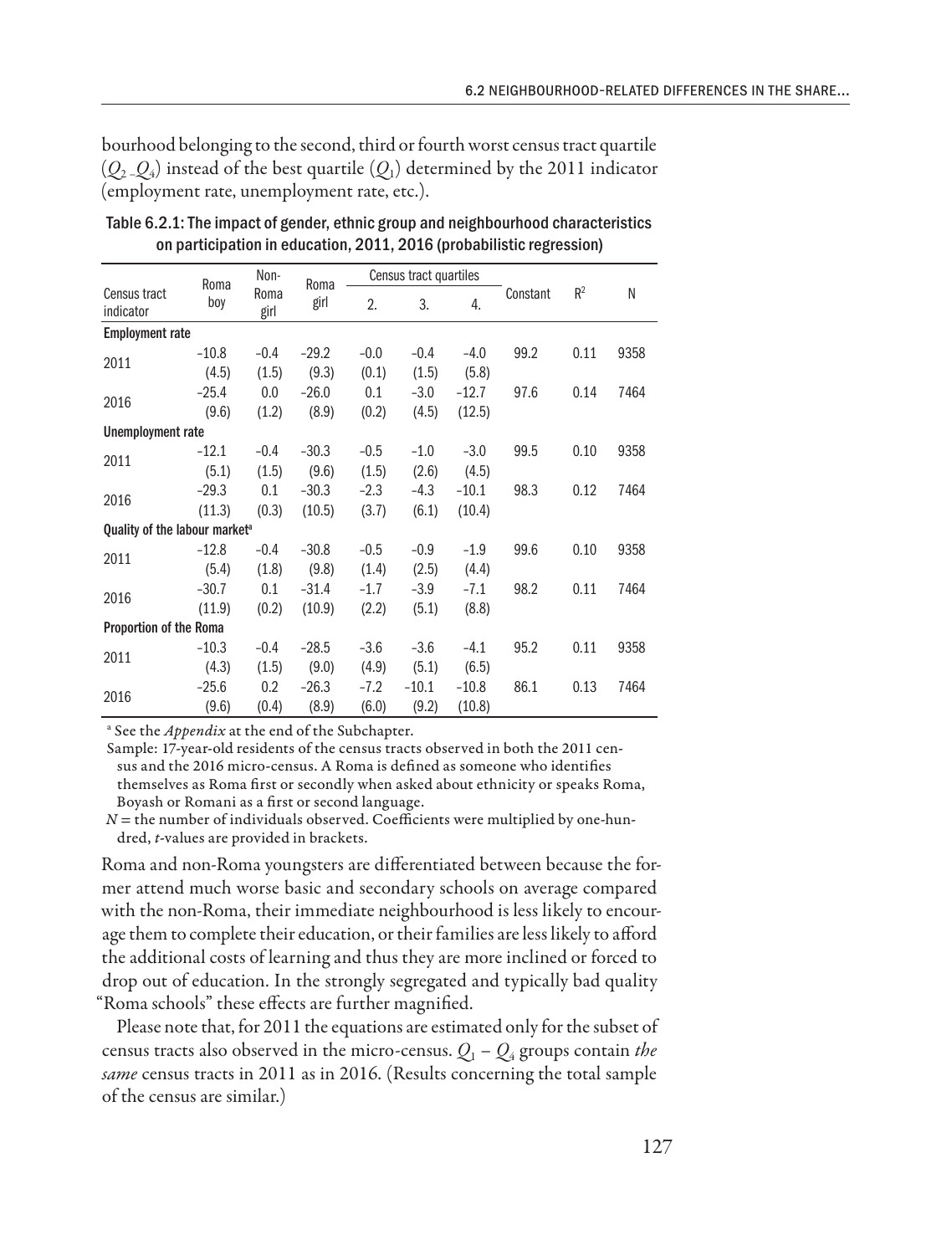bourhood belonging to the second, third or fourth worst census tract quartile ($Q_2$–$Q_4$) instead of the best quartile ($Q_1$) determined by the 2011 indicator (employment rate, unemployment rate, etc.).

Table 6.2.1: The impact of gender, ethnic group and neighbourhood characteristics on participation in education, 2011, 2016 (probabilistic regression)

| Census tract indicator | Roma boy | Non-Roma girl | Roma girl | Census tract quartiles | | | Constant | $R^2$ | N |
|---|---|---|---|---|---|---|---|---|---|
| | | | | 2. | 3. | 4. | | | |
| **Employment rate** | | | | | | | | | |
| 2011 | −10.8 | −0.4 | −29.2 | −0.0 | −0.4 | −4.0 | 99.2 | 0.11 | 9358 |
| | (4.5) | (1.5) | (9.3) | (0.1) | (1.5) | (5.8) | | | |
| 2016 | −25.4 | 0.0 | −26.0 | 0.1 | −3.0 | −12.7 | 97.6 | 0.14 | 7464 |
| | (9.6) | (1.2) | (8.9) | (0.2) | (4.5) | (12.5) | | | |
| **Unemployment rate** | | | | | | | | | |
| 2011 | −12.1 | −0.4 | −30.3 | −0.5 | −1.0 | −3.0 | 99.5 | 0.10 | 9358 |
| | (5.1) | (1.5) | (9.6) | (1.5) | (2.6) | (4.5) | | | |
| 2016 | −29.3 | 0.1 | −30.3 | −2.3 | −4.3 | −10.1 | 98.3 | 0.12 | 7464 |
| | (11.3) | (0.3) | (10.5) | (3.7) | (6.1) | (10.4) | | | |
| **Quality of the labour market**[a] | | | | | | | | | |
| 2011 | −12.8 | −0.4 | −30.8 | −0.5 | −0.9 | −1.9 | 99.6 | 0.10 | 9358 |
| | (5.4) | (1.8) | (9.8) | (1.4) | (2.5) | (4.4) | | | |
| 2016 | −30.7 | 0.1 | −31.4 | −1.7 | −3.9 | −7.1 | 98.2 | 0.11 | 7464 |
| | (11.9) | (0.2) | (10.9) | (2.2) | (5.1) | (8.8) | | | |
| **Proportion of the Roma** | | | | | | | | | |
| 2011 | −10.3 | −0.4 | −28.5 | −3.6 | −3.6 | −4.1 | 95.2 | 0.11 | 9358 |
| | (4.3) | (1.5) | (9.0) | (4.9) | (5.1) | (6.5) | | | |
| 2016 | −25.6 | 0.2 | −26.3 | −7.2 | −10.1 | −10.8 | 86.1 | 0.13 | 7464 |
| | (9.6) | (0.4) | (8.9) | (6.0) | (9.2) | (10.8) | | | |

[a] See the *Appendix* at the end of the Subchapter.

Sample: 17-year-old residents of the census tracts observed in both the 2011 census and the 2016 micro-census. A Roma is defined as someone who identifies themselves as Roma first or secondly when asked about ethnicity or speaks Roma, Boyash or Romani as a first or second language.

$N$ = the number of individuals observed. Coefficients were multiplied by one-hundred, $t$-values are provided in brackets.

Roma and non-Roma youngsters are differentiated between because the former attend much worse basic and secondary schools on average compared with the non-Roma, their immediate neighbourhood is less likely to encourage them to complete their education, or their families are less likely to afford the additional costs of learning and thus they are more inclined or forced to drop out of education. In the strongly segregated and typically bad quality "Roma schools" these effects are further magnified.

Please note that, for 2011 the equations are estimated only for the subset of census tracts also observed in the micro-census. $Q_1$ – $Q_4$ groups contain *the same* census tracts in 2011 as in 2016. (Results concerning the total sample of the census are similar.)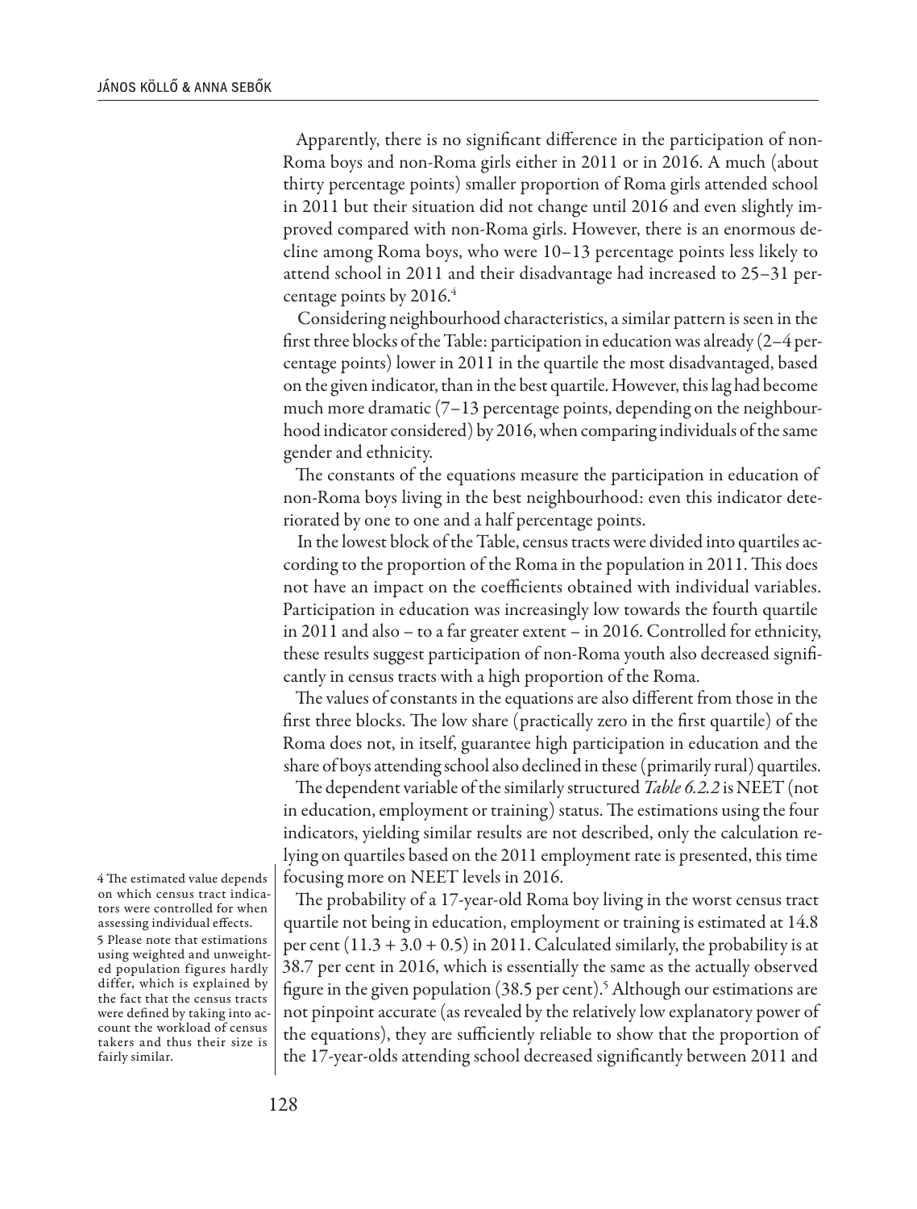Apparently, there is no significant difference in the participation of non-Roma boys and non-Roma girls either in 2011 or in 2016. A much (about thirty percentage points) smaller proportion of Roma girls attended school in 2011 but their situation did not change until 2016 and even slightly improved compared with non-Roma girls. However, there is an enormous decline among Roma boys, who were 10–13 percentage points less likely to attend school in 2011 and their disadvantage had increased to 25–31 percentage points by 2016.[4]

Considering neighbourhood characteristics, a similar pattern is seen in the first three blocks of the Table: participation in education was already (2–4 percentage points) lower in 2011 in the quartile the most disadvantaged, based on the given indicator, than in the best quartile. However, this lag had become much more dramatic (7–13 percentage points, depending on the neighbourhood indicator considered) by 2016, when comparing individuals of the same gender and ethnicity.

The constants of the equations measure the participation in education of non-Roma boys living in the best neighbourhood: even this indicator deteriorated by one to one and a half percentage points.

In the lowest block of the Table, census tracts were divided into quartiles according to the proportion of the Roma in the population in 2011. This does not have an impact on the coefficients obtained with individual variables. Participation in education was increasingly low towards the fourth quartile in 2011 and also – to a far greater extent – in 2016. Controlled for ethnicity, these results suggest participation of non-Roma youth also decreased significantly in census tracts with a high proportion of the Roma.

The values of constants in the equations are also different from those in the first three blocks. The low share (practically zero in the first quartile) of the Roma does not, in itself, guarantee high participation in education and the share of boys attending school also declined in these (primarily rural) quartiles.

The dependent variable of the similarly structured *Table 6.2.2* is NEET (not in education, employment or training) status. The estimations using the four indicators, yielding similar results are not described, only the calculation relying on quartiles based on the 2011 employment rate is presented, this time focusing more on NEET levels in 2016.

The probability of a 17-year-old Roma boy living in the worst census tract quartile not being in education, employment or training is estimated at 14.8 per cent (11.3 + 3.0 + 0.5) in 2011. Calculated similarly, the probability is at 38.7 per cent in 2016, which is essentially the same as the actually observed figure in the given population (38.5 per cent).[5] Although our estimations are not pinpoint accurate (as revealed by the relatively low explanatory power of the equations), they are sufficiently reliable to show that the proportion of the 17-year-olds attending school decreased significantly between 2011 and

[4] The estimated value depends on which census tract indicators were controlled for when assessing individual effects.

[5] Please note that estimations using weighted and unweighted population figures hardly differ, which is explained by the fact that the census tracts were defined by taking into account the workload of census takers and thus their size is fairly similar.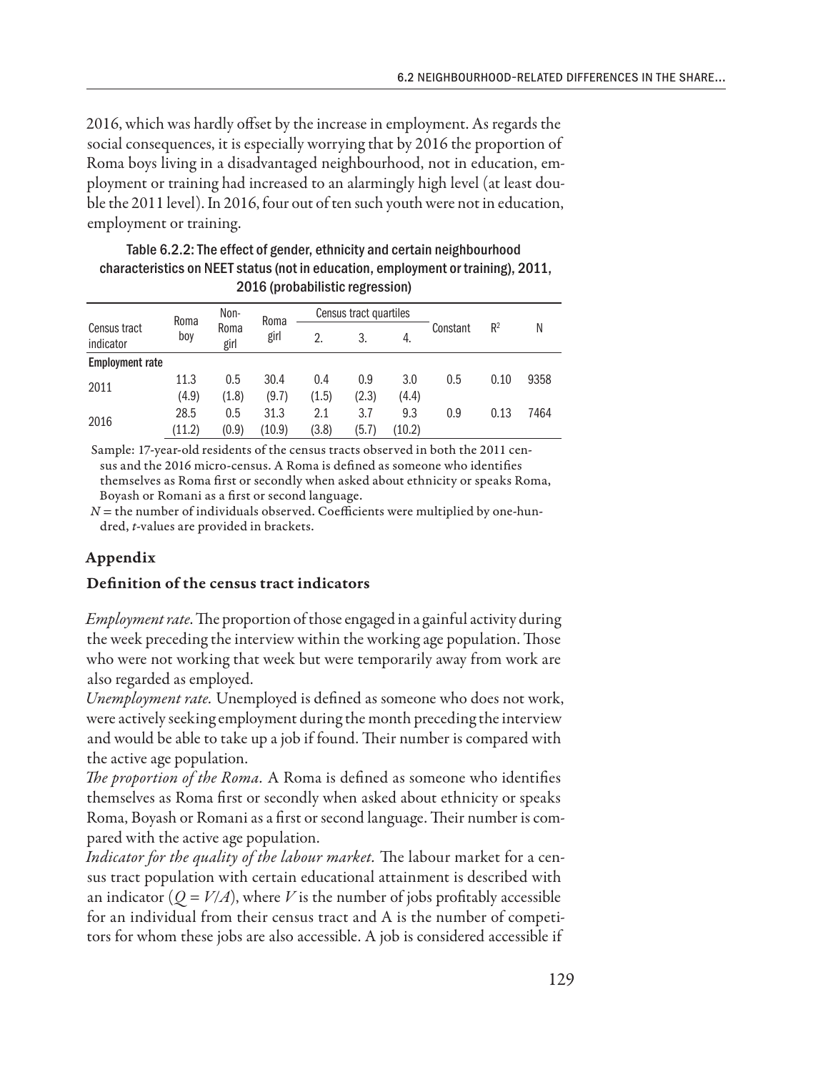2016, which was hardly offset by the increase in employment. As regards the social consequences, it is especially worrying that by 2016 the proportion of Roma boys living in a disadvantaged neighbourhood, not in education, employment or training had increased to an alarmingly high level (at least double the 2011 level). In 2016, four out of ten such youth were not in education, employment or training.

Table 6.2.2: The effect of gender, ethnicity and certain neighbourhood characteristics on NEET status (not in education, employment or training), 2011, 2016 (probabilistic regression)

| Census tract indicator | Roma boy | Non-Roma girl | Roma girl | Census tract quartiles | | | Constant | $R^2$ | N |
|---|---|---|---|---|---|---|---|---|---|
| | | | | 2. | 3. | 4. | | | |
| **Employment rate** | | | | | | | | | |
| 2011 | 11.3 | 0.5 | 30.4 | 0.4 | 0.9 | 3.0 | 0.5 | 0.10 | 9358 |
| | (4.9) | (1.8) | (9.7) | (1.5) | (2.3) | (4.4) | | | |
| 2016 | 28.5 | 0.5 | 31.3 | 2.1 | 3.7 | 9.3 | 0.9 | 0.13 | 7464 |
| | (11.2) | (0.9) | (10.9) | (3.8) | (5.7) | (10.2) | | | |

Sample: 17-year-old residents of the census tracts observed in both the 2011 census and the 2016 micro-census. A Roma is defined as someone who identifies themselves as Roma first or secondly when asked about ethnicity or speaks Roma, Boyash or Romani as a first or second language.

$N$ = the number of individuals observed. Coefficients were multiplied by one-hundred, $t$-values are provided in brackets.

## Appendix

### Definition of the census tract indicators

*Employment rate*. The proportion of those engaged in a gainful activity during the week preceding the interview within the working age population. Those who were not working that week but were temporarily away from work are also regarded as employed.

*Unemployment rate.* Unemployed is defined as someone who does not work, were actively seeking employment during the month preceding the interview and would be able to take up a job if found. Their number is compared with the active age population.

*The proportion of the Roma.* A Roma is defined as someone who identifies themselves as Roma first or secondly when asked about ethnicity or speaks Roma, Boyash or Romani as a first or second language. Their number is compared with the active age population.

*Indicator for the quality of the labour market.* The labour market for a census tract population with certain educational attainment is described with an indicator ($Q = V/A$), where $V$ is the number of jobs profitably accessible for an individual from their census tract and A is the number of competitors for whom these jobs are also accessible. A job is considered accessible if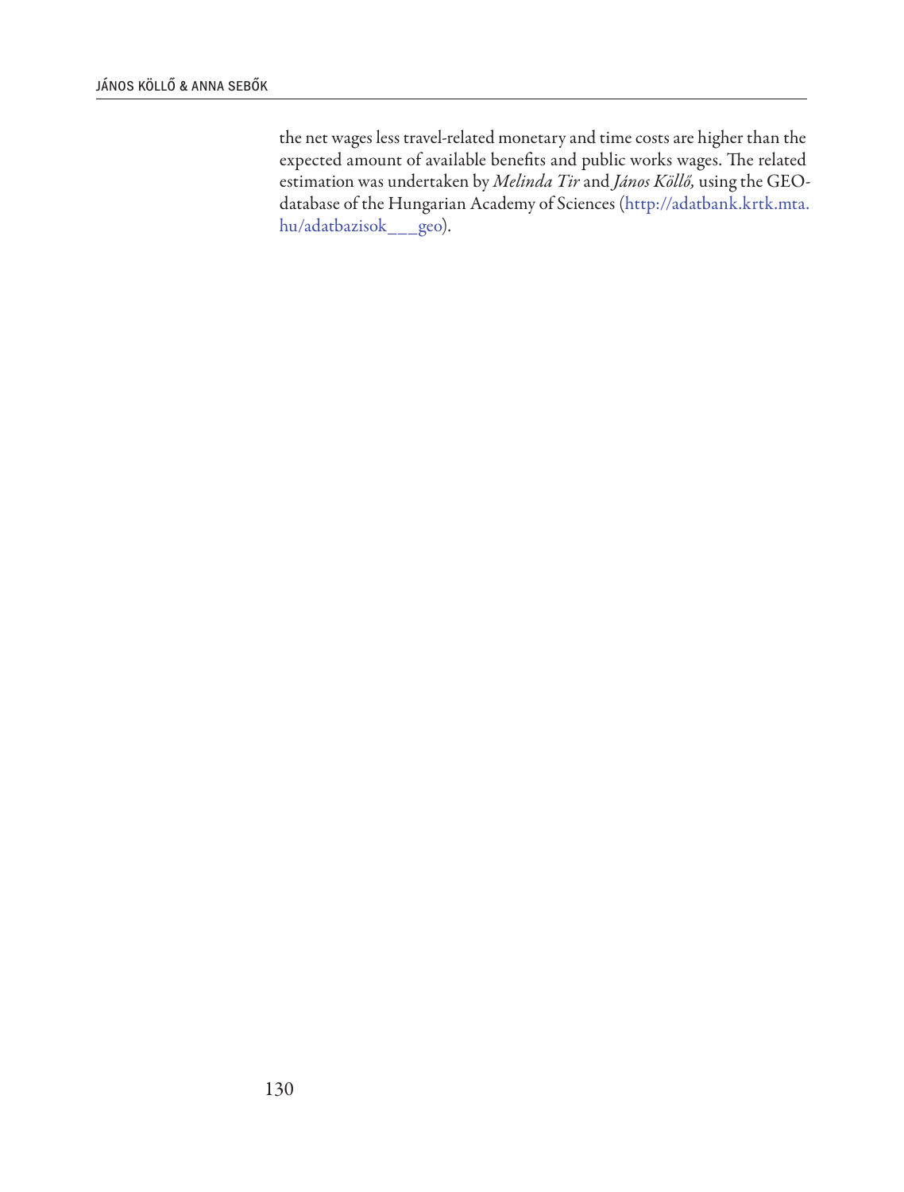the net wages less travel-related monetary and time costs are higher than the expected amount of available benefits and public works wages. The related estimation was undertaken by *Melinda Tir* and *János Köllő,* using the GEO-database of the Hungarian Academy of Sciences (http://adatbank.krtk.mta.hu/adatbazisok___geo).